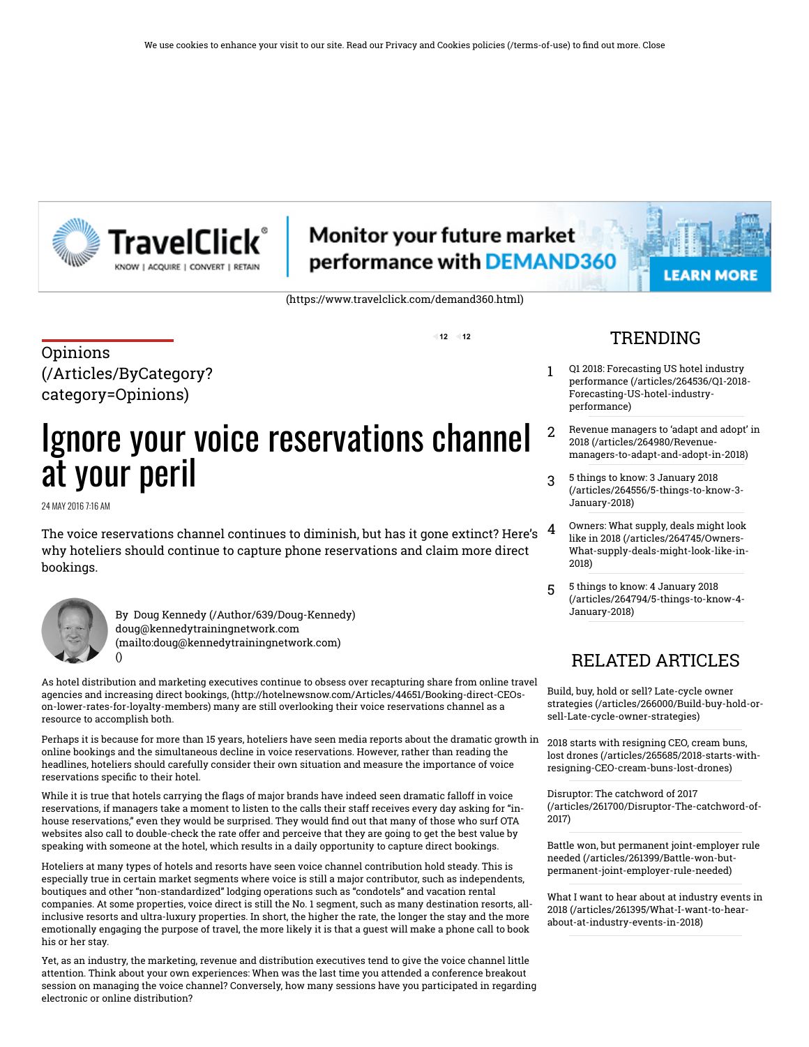We use cookies to enhance your visit to our site. Read our Privacy and Cookies policies (/terms-of-use) to find out more. Close

(https://www.travelclick.com/demand360.html)

Opinions (/Articles/ByCategory?category=Opinions)

# Ignore your voice reservations channel at your peril

24 MAY 2016 7:16 AM

The voice reservations channel continues to diminish, but has it gone extinct? Here's why hoteliers should continue to capture phone reservations and claim more direct bookings.

By Doug Kennedy (/Author/639/Doug-Kennedy)
doug@kennedytrainingnetwork.com (mailto:doug@kennedytrainingnetwork.com)
()

As hotel distribution and marketing executives continue to obsess over recapturing share from online travel agencies and increasing direct bookings, (http://hotelnewsnow.com/Articles/44651/Booking-direct-CEOs-on-lower-rates-for-loyalty-members) many are still overlooking their voice reservations channel as a resource to accomplish both.

Perhaps it is because for more than 15 years, hoteliers have seen media reports about the dramatic growth in online bookings and the simultaneous decline in voice reservations. However, rather than reading the headlines, hoteliers should carefully consider their own situation and measure the importance of voice reservations specific to their hotel.

While it is true that hotels carrying the flags of major brands have indeed seen dramatic falloff in voice reservations, if managers take a moment to listen to the calls their staff receives every day asking for "in-house reservations," even they would be surprised. They would find out that many of those who surf OTA websites also call to double-check the rate offer and perceive that they are going to get the best value by speaking with someone at the hotel, which results in a daily opportunity to capture direct bookings.

Hoteliers at many types of hotels and resorts have seen voice channel contribution hold steady. This is especially true in certain market segments where voice is still a major contributor, such as independents, boutiques and other "non-standardized" lodging operations such as "condotels" and vacation rental companies. At some properties, voice direct is still the No. 1 segment, such as many destination resorts, all-inclusive resorts and ultra-luxury properties. In short, the higher the rate, the longer the stay and the more emotionally engaging the purpose of travel, the more likely it is that a guest will make a phone call to book his or her stay.

Yet, as an industry, the marketing, revenue and distribution executives tend to give the voice channel little attention. Think about your own experiences: When was the last time you attended a conference breakout session on managing the voice channel? Conversely, how many sessions have you participated in regarding electronic or online distribution?

## TRENDING

1. Q1 2018: Forecasting US hotel industry performance (/articles/264536/Q1-2018-Forecasting-US-hotel-industry-performance)
2. Revenue managers to 'adapt and adopt' in 2018 (/articles/264980/Revenue-managers-to-adapt-and-adopt-in-2018)
3. 5 things to know: 3 January 2018 (/articles/264556/5-things-to-know-3-January-2018)
4. Owners: What supply, deals might look like in 2018 (/articles/264745/Owners-What-supply-deals-might-look-like-in-2018)
5. 5 things to know: 4 January 2018 (/articles/264794/5-things-to-know-4-January-2018)

## RELATED ARTICLES

Build, buy, hold or sell? Late-cycle owner strategies (/articles/266000/Build-buy-hold-or-sell-Late-cycle-owner-strategies)

2018 starts with resigning CEO, cream buns, lost drones (/articles/265685/2018-starts-with-resigning-CEO-cream-buns-lost-drones)

Disruptor: The catchword of 2017 (/articles/261700/Disruptor-The-catchword-of-2017)

Battle won, but permanent joint-employer rule needed (/articles/261399/Battle-won-but-permanent-joint-employer-rule-needed)

What I want to hear about at industry events in 2018 (/articles/261395/What-I-want-to-hear-about-at-industry-events-in-2018)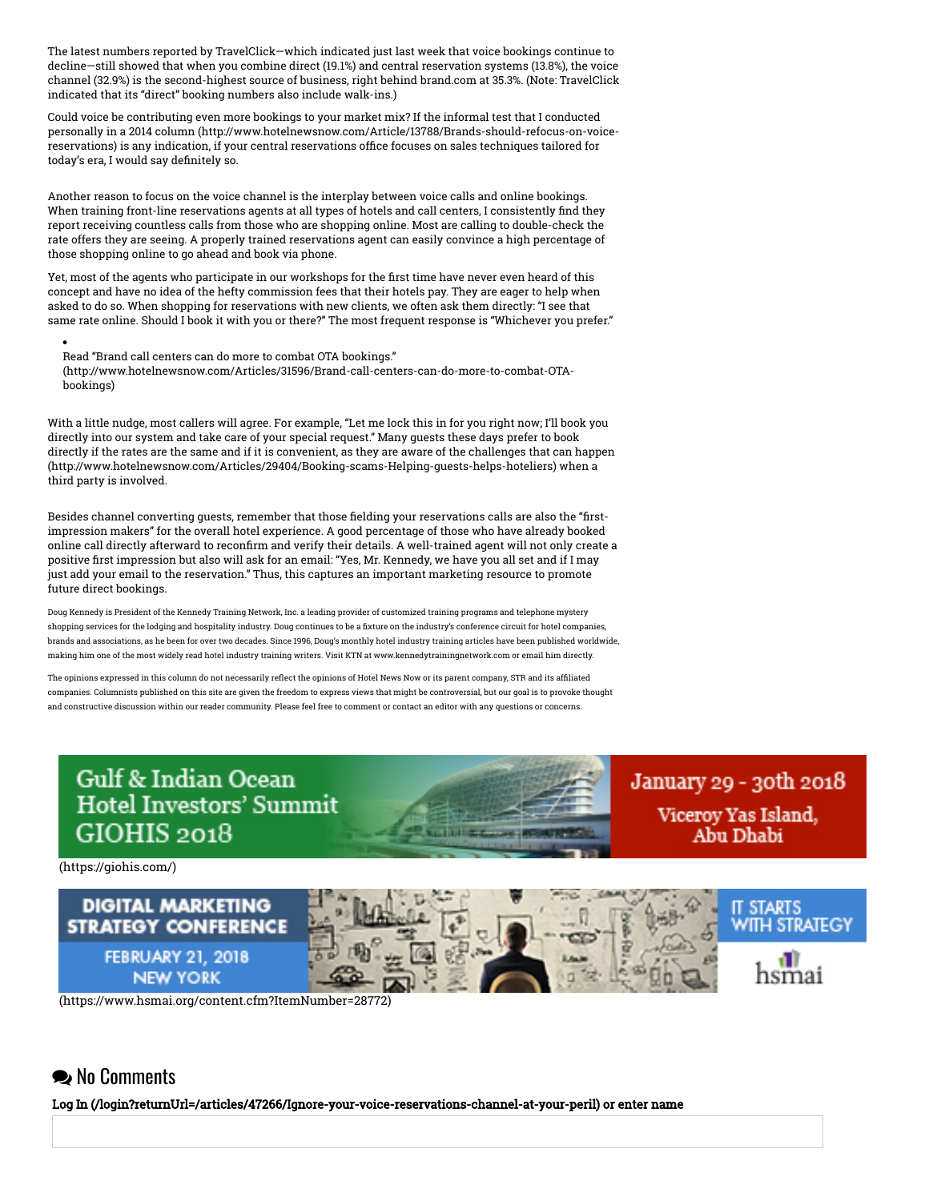The latest numbers reported by TravelClick—which indicated just last week that voice bookings continue to decline—still showed that when you combine direct (19.1%) and central reservation systems (13.8%), the voice channel (32.9%) is the second-highest source of business, right behind brand.com at 35.3%. (Note: TravelClick indicated that its "direct" booking numbers also include walk-ins.)

Could voice be contributing even more bookings to your market mix? If the informal test that I conducted personally in a 2014 column (http://www.hotelnewsnow.com/Article/13788/Brands-should-refocus-on-voice-reservations) is any indication, if your central reservations office focuses on sales techniques tailored for today's era, I would say definitely so.

Another reason to focus on the voice channel is the interplay between voice calls and online bookings. When training front-line reservations agents at all types of hotels and call centers, I consistently find they report receiving countless calls from those who are shopping online. Most are calling to double-check the rate offers they are seeing. A properly trained reservations agent can easily convince a high percentage of those shopping online to go ahead and book via phone.

Yet, most of the agents who participate in our workshops for the first time have never even heard of this concept and have no idea of the hefty commission fees that their hotels pay. They are eager to help when asked to do so. When shopping for reservations with new clients, we often ask them directly: "I see that same rate online. Should I book it with you or there?" The most frequent response is "Whichever you prefer."

- Read "Brand call centers can do more to combat OTA bookings." (http://www.hotelnewsnow.com/Articles/31596/Brand-call-centers-can-do-more-to-combat-OTA-bookings)

With a little nudge, most callers will agree. For example, "Let me lock this in for you right now; I'll book you directly into our system and take care of your special request." Many guests these days prefer to book directly if the rates are the same and if it is convenient, as they are aware of the challenges that can happen (http://www.hotelnewsnow.com/Articles/29404/Booking-scams-Helping-guests-helps-hoteliers) when a third party is involved.

Besides channel converting guests, remember that those fielding your reservations calls are also the "first-impression makers" for the overall hotel experience. A good percentage of those who have already booked online call directly afterward to reconfirm and verify their details. A well-trained agent will not only create a positive first impression but also will ask for an email: "Yes, Mr. Kennedy, we have you all set and if I may just add your email to the reservation." Thus, this captures an important marketing resource to promote future direct bookings.

Doug Kennedy is President of the Kennedy Training Network, Inc. a leading provider of customized training programs and telephone mystery shopping services for the lodging and hospitality industry. Doug continues to be a fixture on the industry's conference circuit for hotel companies, brands and associations, as he been for over two decades. Since 1996, Doug's monthly hotel industry training articles have been published worldwide, making him one of the most widely read hotel industry training writers. Visit KTN at www.kennedytrainingnetwork.com or email him directly.

The opinions expressed in this column do not necessarily reflect the opinions of Hotel News Now or its parent company, STR and its affiliated companies. Columnists published on this site are given the freedom to express views that might be controversial, but our goal is to provoke thought and constructive discussion within our reader community. Please feel free to comment or contact an editor with any questions or concerns.

Gulf & Indian Ocean Hotel Investors' Summit GIOHIS 2018 — January 29 - 30th 2018, Viceroy Yas Island, Abu Dhabi

(https://giohis.com/)

DIGITAL MARKETING STRATEGY CONFERENCE — FEBRUARY 21, 2018, NEW YORK — IT STARTS WITH STRATEGY — hsmai

(https://www.hsmai.org/content.cfm?ItemNumber=28772)

## No Comments

**Log In (/login?returnUrl=/articles/47266/Ignore-your-voice-reservations-channel-at-your-peril) or enter name**